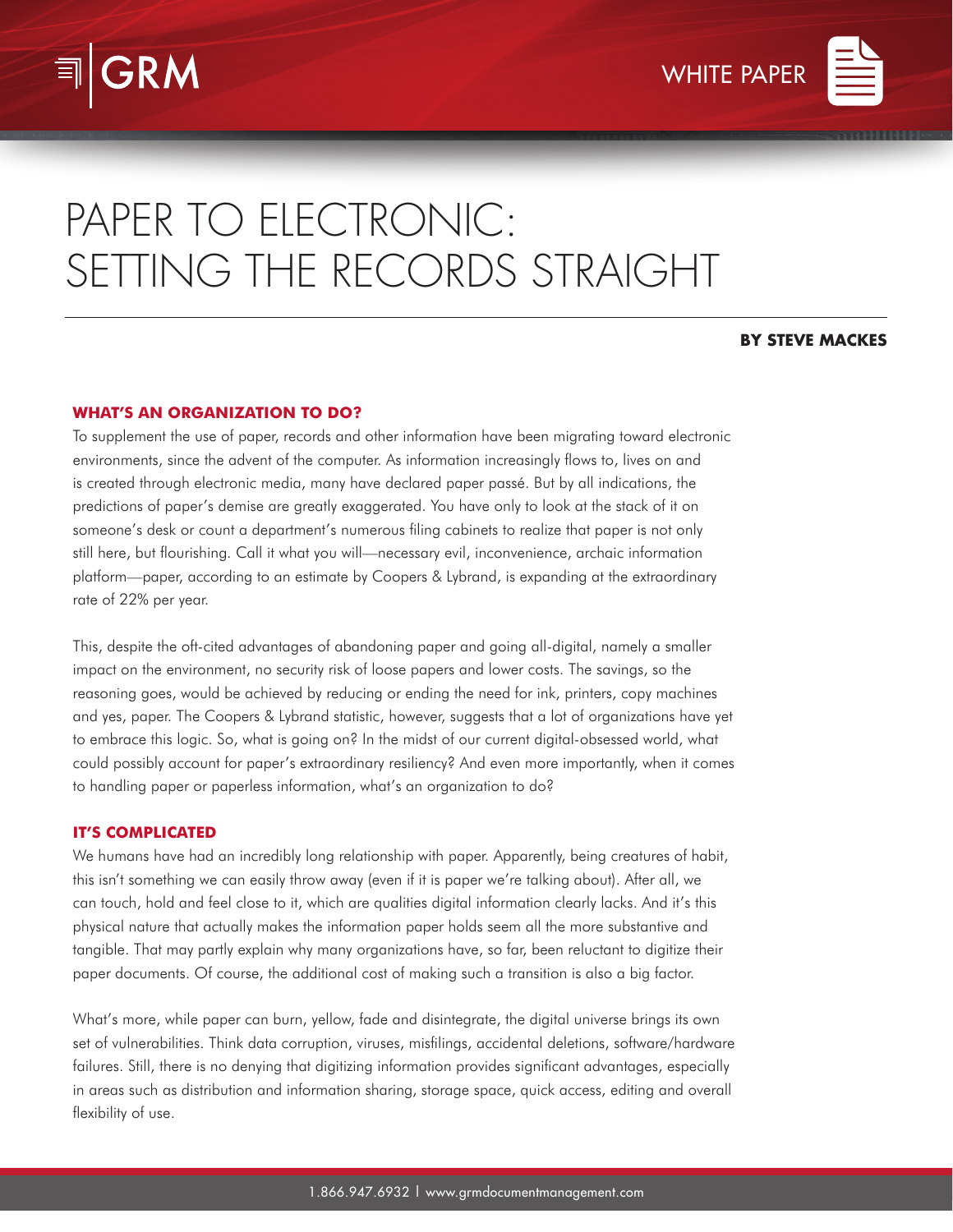GRM

WHITE PAPER

# PAPER TO ELECTRONIC: SETTING THE RECORDS STRAIGHT

**BY STEVE MACKES**

## WHAT'S AN ORGANIZATION TO DO?

To supplement the use of paper, records and other information have been migrating toward electronic environments, since the advent of the computer. As information increasingly flows to, lives on and is created through electronic media, many have declared paper passé. But by all indications, the predictions of paper's demise are greatly exaggerated. You have only to look at the stack of it on someone's desk or count a department's numerous filing cabinets to realize that paper is not only still here, but flourishing. Call it what you will—necessary evil, inconvenience, archaic information platform—paper, according to an estimate by Coopers & Lybrand, is expanding at the extraordinary rate of 22% per year.

This, despite the oft-cited advantages of abandoning paper and going all-digital, namely a smaller impact on the environment, no security risk of loose papers and lower costs. The savings, so the reasoning goes, would be achieved by reducing or ending the need for ink, printers, copy machines and yes, paper. The Coopers & Lybrand statistic, however, suggests that a lot of organizations have yet to embrace this logic. So, what is going on? In the midst of our current digital-obsessed world, what could possibly account for paper's extraordinary resiliency? And even more importantly, when it comes to handling paper or paperless information, what's an organization to do?

## IT'S COMPLICATED

We humans have had an incredibly long relationship with paper. Apparently, being creatures of habit, this isn't something we can easily throw away (even if it is paper we're talking about). After all, we can touch, hold and feel close to it, which are qualities digital information clearly lacks. And it's this physical nature that actually makes the information paper holds seem all the more substantive and tangible. That may partly explain why many organizations have, so far, been reluctant to digitize their paper documents. Of course, the additional cost of making such a transition is also a big factor.

What's more, while paper can burn, yellow, fade and disintegrate, the digital universe brings its own set of vulnerabilities. Think data corruption, viruses, misfilings, accidental deletions, software/hardware failures. Still, there is no denying that digitizing information provides significant advantages, especially in areas such as distribution and information sharing, storage space, quick access, editing and overall flexibility of use.

1.866.947.6932 I www.grmdocumentmanagement.com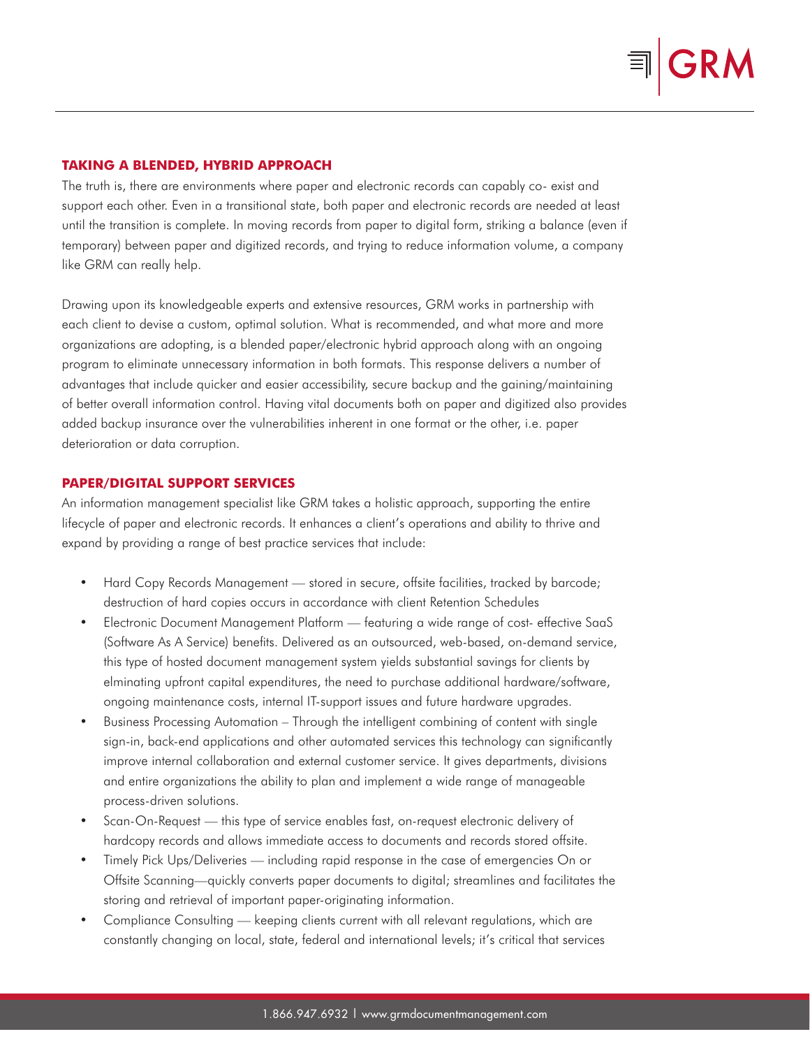## TAKING A BLENDED, HYBRID APPROACH

The truth is, there are environments where paper and electronic records can capably co- exist and support each other. Even in a transitional state, both paper and electronic records are needed at least until the transition is complete. In moving records from paper to digital form, striking a balance (even if temporary) between paper and digitized records, and trying to reduce information volume, a company like GRM can really help.

Drawing upon its knowledgeable experts and extensive resources, GRM works in partnership with each client to devise a custom, optimal solution. What is recommended, and what more and more organizations are adopting, is a blended paper/electronic hybrid approach along with an ongoing program to eliminate unnecessary information in both formats. This response delivers a number of advantages that include quicker and easier accessibility, secure backup and the gaining/maintaining of better overall information control. Having vital documents both on paper and digitized also provides added backup insurance over the vulnerabilities inherent in one format or the other, i.e. paper deterioration or data corruption.

## PAPER/DIGITAL SUPPORT SERVICES

An information management specialist like GRM takes a holistic approach, supporting the entire lifecycle of paper and electronic records. It enhances a client's operations and ability to thrive and expand by providing a range of best practice services that include:

- Hard Copy Records Management — stored in secure, offsite facilities, tracked by barcode; destruction of hard copies occurs in accordance with client Retention Schedules
- Electronic Document Management Platform — featuring a wide range of cost- effective SaaS (Software As A Service) benefits. Delivered as an outsourced, web-based, on-demand service, this type of hosted document management system yields substantial savings for clients by elminating upfront capital expenditures, the need to purchase additional hardware/software, ongoing maintenance costs, internal IT-support issues and future hardware upgrades.
- Business Processing Automation – Through the intelligent combining of content with single sign-in, back-end applications and other automated services this technology can significantly improve internal collaboration and external customer service. It gives departments, divisions and entire organizations the ability to plan and implement a wide range of manageable process-driven solutions.
- Scan-On-Request — this type of service enables fast, on-request electronic delivery of hardcopy records and allows immediate access to documents and records stored offsite.
- Timely Pick Ups/Deliveries — including rapid response in the case of emergencies On or Offsite Scanning—quickly converts paper documents to digital; streamlines and facilitates the storing and retrieval of important paper-originating information.
- Compliance Consulting — keeping clients current with all relevant regulations, which are constantly changing on local, state, federal and international levels; it's critical that services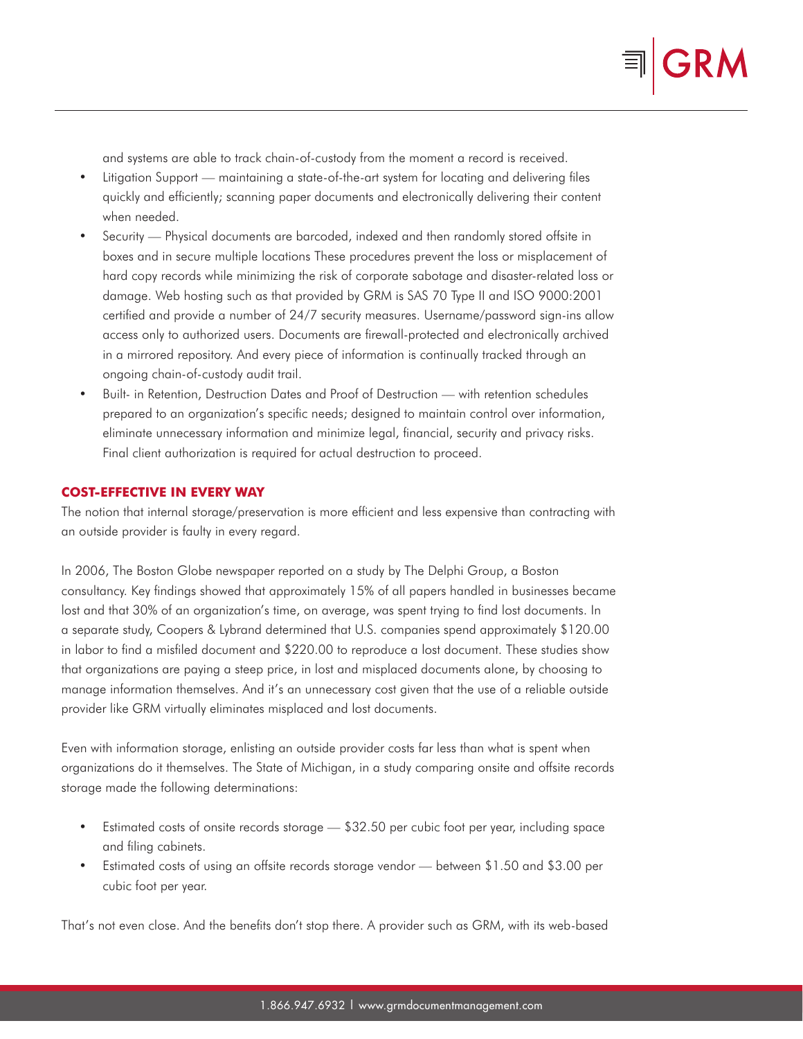and systems are able to track chain-of-custody from the moment a record is received.

- Litigation Support — maintaining a state-of-the-art system for locating and delivering files quickly and efficiently; scanning paper documents and electronically delivering their content when needed.
- Security — Physical documents are barcoded, indexed and then randomly stored offsite in boxes and in secure multiple locations These procedures prevent the loss or misplacement of hard copy records while minimizing the risk of corporate sabotage and disaster-related loss or damage. Web hosting such as that provided by GRM is SAS 70 Type II and ISO 9000:2001 certified and provide a number of 24/7 security measures. Username/password sign-ins allow access only to authorized users. Documents are firewall-protected and electronically archived in a mirrored repository. And every piece of information is continually tracked through an ongoing chain-of-custody audit trail.
- Built- in Retention, Destruction Dates and Proof of Destruction — with retention schedules prepared to an organization's specific needs; designed to maintain control over information, eliminate unnecessary information and minimize legal, financial, security and privacy risks. Final client authorization is required for actual destruction to proceed.

## COST-EFFECTIVE IN EVERY WAY

The notion that internal storage/preservation is more efficient and less expensive than contracting with an outside provider is faulty in every regard.

In 2006, The Boston Globe newspaper reported on a study by The Delphi Group, a Boston consultancy. Key findings showed that approximately 15% of all papers handled in businesses became lost and that 30% of an organization's time, on average, was spent trying to find lost documents. In a separate study, Coopers & Lybrand determined that U.S. companies spend approximately $120.00 in labor to find a misfiled document and $220.00 to reproduce a lost document. These studies show that organizations are paying a steep price, in lost and misplaced documents alone, by choosing to manage information themselves. And it's an unnecessary cost given that the use of a reliable outside provider like GRM virtually eliminates misplaced and lost documents.

Even with information storage, enlisting an outside provider costs far less than what is spent when organizations do it themselves. The State of Michigan, in a study comparing onsite and offsite records storage made the following determinations:

- Estimated costs of onsite records storage — $32.50 per cubic foot per year, including space and filing cabinets.
- Estimated costs of using an offsite records storage vendor — between $1.50 and $3.00 per cubic foot per year.

That's not even close. And the benefits don't stop there. A provider such as GRM, with its web-based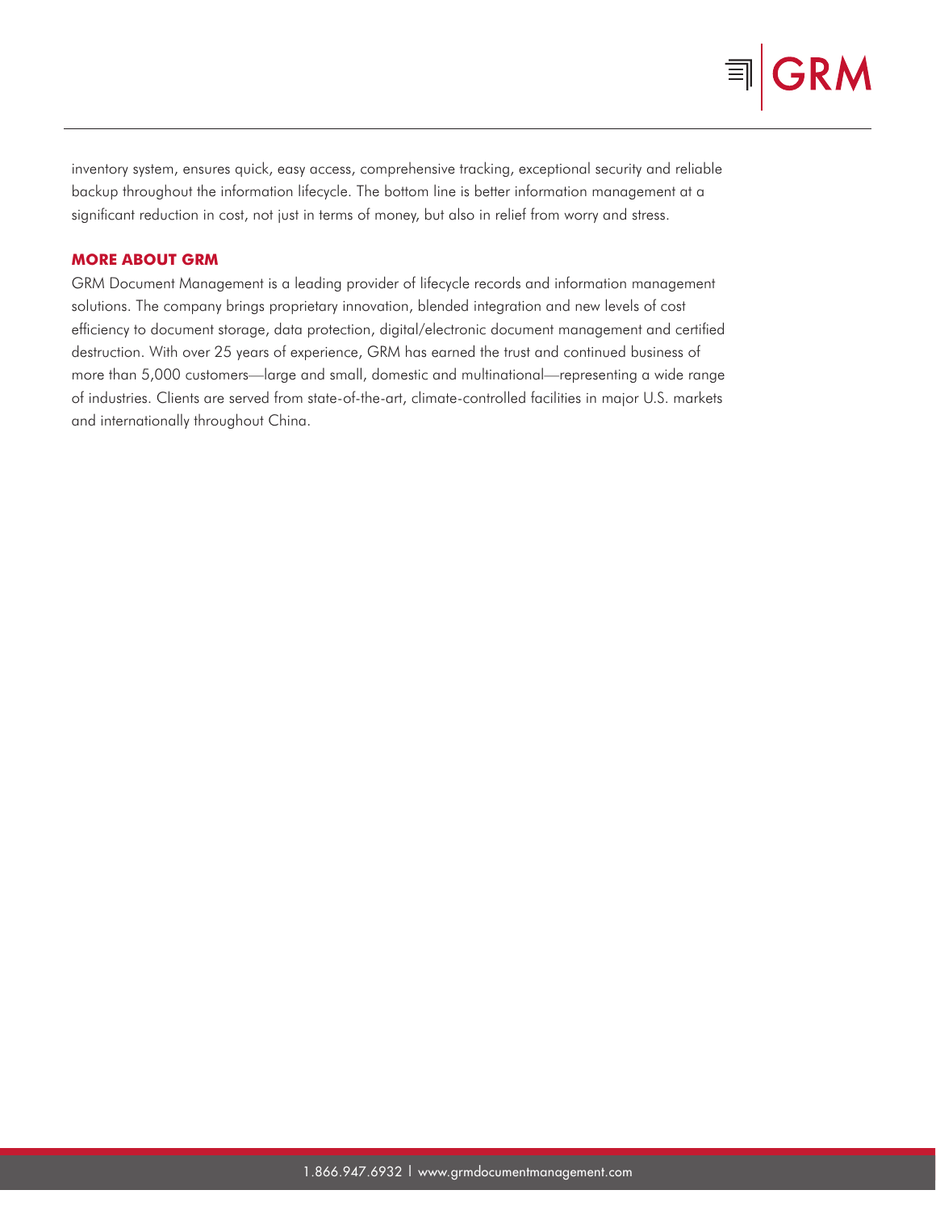inventory system, ensures quick, easy access, comprehensive tracking, exceptional security and reliable backup throughout the information lifecycle. The bottom line is better information management at a significant reduction in cost, not just in terms of money, but also in relief from worry and stress.

## MORE ABOUT GRM

GRM Document Management is a leading provider of lifecycle records and information management solutions. The company brings proprietary innovation, blended integration and new levels of cost efficiency to document storage, data protection, digital/electronic document management and certified destruction. With over 25 years of experience, GRM has earned the trust and continued business of more than 5,000 customers—large and small, domestic and multinational—representing a wide range of industries. Clients are served from state-of-the-art, climate-controlled facilities in major U.S. markets and internationally throughout China.